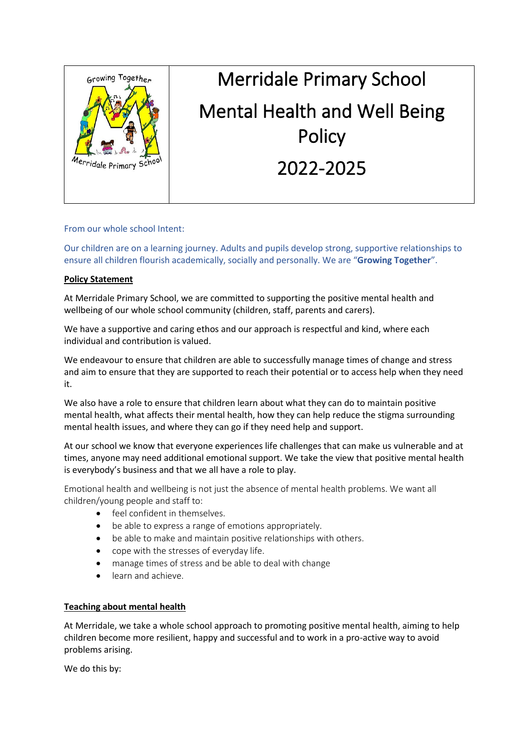# Merridale Primary School

# Mental Health and Well Being Policy

# 2022-2025

From our whole school Intent:

Our children are on a learning journey. Adults and pupils develop strong, supportive relationships to ensure all children flourish academically, socially and personally. We are "**Growing Together**".

**Policy Statement**

At Merridale Primary School, we are committed to supporting the positive mental health and wellbeing of our whole school community (children, staff, parents and carers).

We have a supportive and caring ethos and our approach is respectful and kind, where each individual and contribution is valued.

We endeavour to ensure that children are able to successfully manage times of change and stress and aim to ensure that they are supported to reach their potential or to access help when they need it.

We also have a role to ensure that children learn about what they can do to maintain positive mental health, what affects their mental health, how they can help reduce the stigma surrounding mental health issues, and where they can go if they need help and support.

At our school we know that everyone experiences life challenges that can make us vulnerable and at times, anyone may need additional emotional support. We take the view that positive mental health is everybody's business and that we all have a role to play.

Emotional health and wellbeing is not just the absence of mental health problems. We want all children/young people and staff to:

- feel confident in themselves.
- be able to express a range of emotions appropriately.
- be able to make and maintain positive relationships with others.
- cope with the stresses of everyday life.
- manage times of stress and be able to deal with change
- learn and achieve.

**Teaching about mental health**

At Merridale, we take a whole school approach to promoting positive mental health, aiming to help children become more resilient, happy and successful and to work in a pro-active way to avoid problems arising.

We do this by: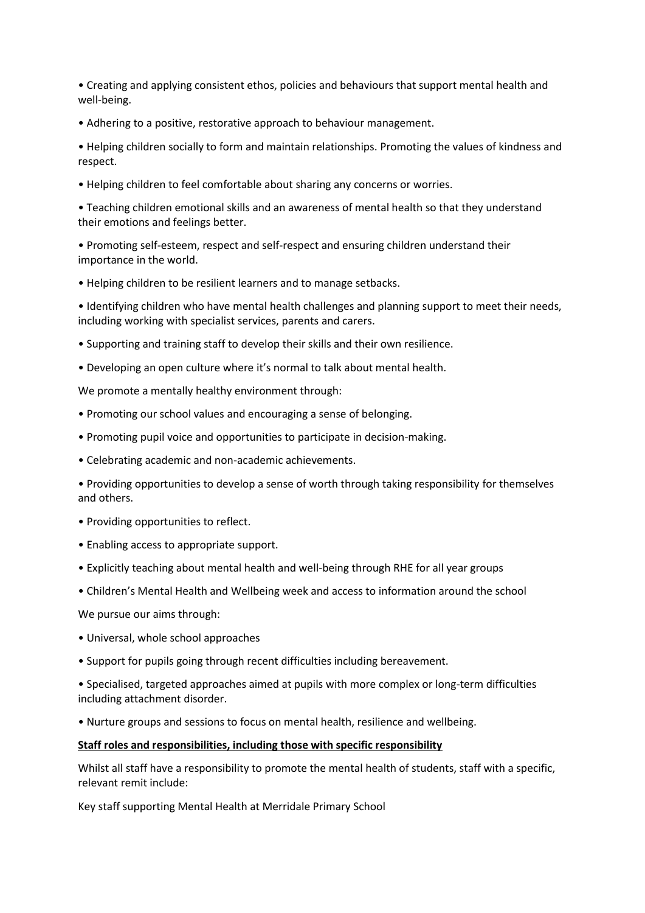- Creating and applying consistent ethos, policies and behaviours that support mental health and well-being.
- Adhering to a positive, restorative approach to behaviour management.
- Helping children socially to form and maintain relationships. Promoting the values of kindness and respect.
- Helping children to feel comfortable about sharing any concerns or worries.
- Teaching children emotional skills and an awareness of mental health so that they understand their emotions and feelings better.
- Promoting self-esteem, respect and self-respect and ensuring children understand their importance in the world.
- Helping children to be resilient learners and to manage setbacks.
- Identifying children who have mental health challenges and planning support to meet their needs, including working with specialist services, parents and carers.
- Supporting and training staff to develop their skills and their own resilience.
- Developing an open culture where it's normal to talk about mental health.

We promote a mentally healthy environment through:

- Promoting our school values and encouraging a sense of belonging.
- Promoting pupil voice and opportunities to participate in decision-making.
- Celebrating academic and non-academic achievements.
- Providing opportunities to develop a sense of worth through taking responsibility for themselves and others.
- Providing opportunities to reflect.
- Enabling access to appropriate support.
- Explicitly teaching about mental health and well-being through RHE for all year groups
- Children's Mental Health and Wellbeing week and access to information around the school

We pursue our aims through:

- Universal, whole school approaches
- Support for pupils going through recent difficulties including bereavement.
- Specialised, targeted approaches aimed at pupils with more complex or long-term difficulties including attachment disorder.
- Nurture groups and sessions to focus on mental health, resilience and wellbeing.

**Staff roles and responsibilities, including those with specific responsibility**

Whilst all staff have a responsibility to promote the mental health of students, staff with a specific, relevant remit include:

Key staff supporting Mental Health at Merridale Primary School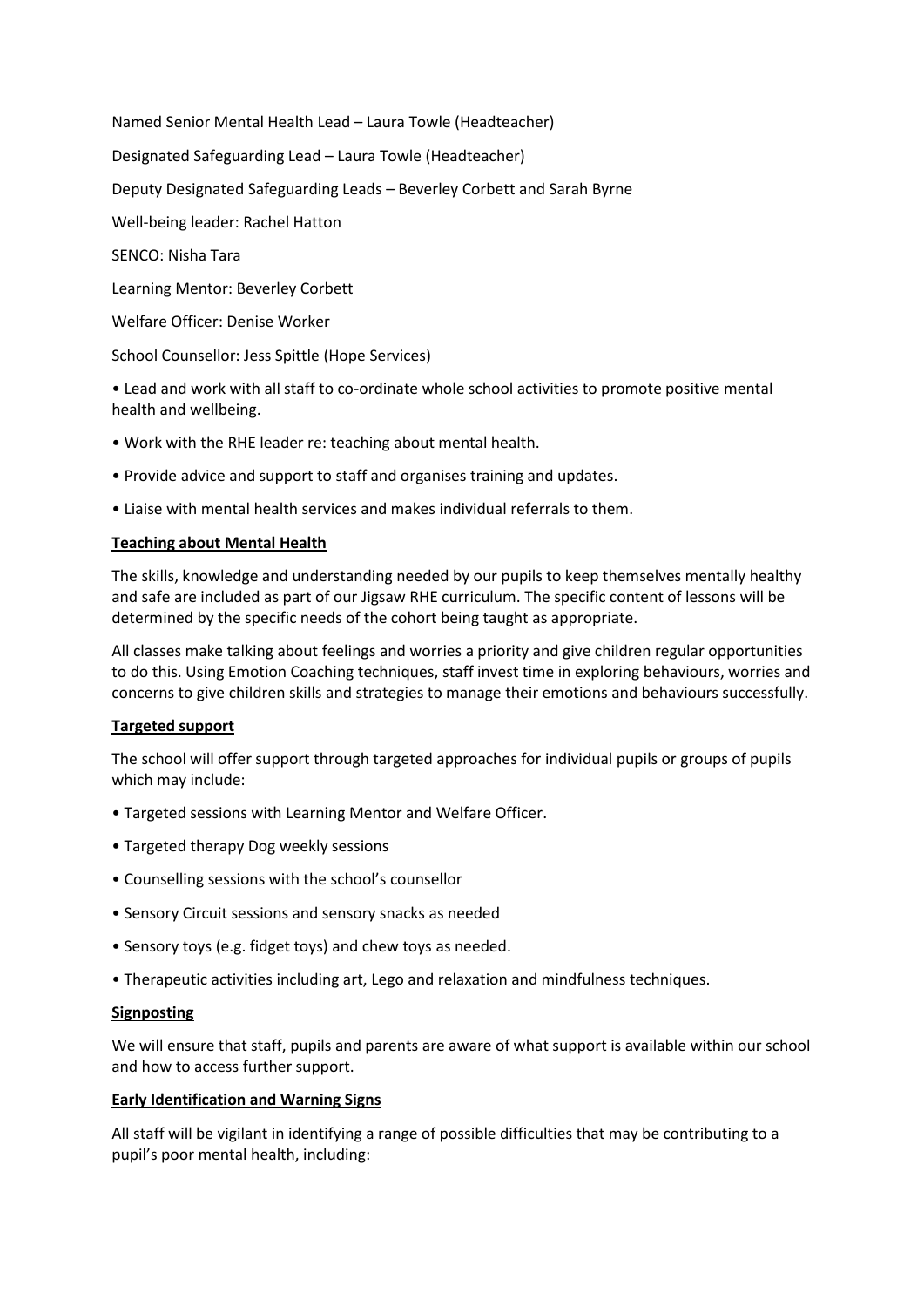Named Senior Mental Health Lead – Laura Towle (Headteacher)

Designated Safeguarding Lead – Laura Towle (Headteacher)

Deputy Designated Safeguarding Leads – Beverley Corbett and Sarah Byrne

Well-being leader: Rachel Hatton

SENCO: Nisha Tara

Learning Mentor: Beverley Corbett

Welfare Officer: Denise Worker

School Counsellor: Jess Spittle (Hope Services)

- Lead and work with all staff to co-ordinate whole school activities to promote positive mental health and wellbeing.
- Work with the RHE leader re: teaching about mental health.
- Provide advice and support to staff and organises training and updates.
- Liaise with mental health services and makes individual referrals to them.

**Teaching about Mental Health**

The skills, knowledge and understanding needed by our pupils to keep themselves mentally healthy and safe are included as part of our Jigsaw RHE curriculum. The specific content of lessons will be determined by the specific needs of the cohort being taught as appropriate.

All classes make talking about feelings and worries a priority and give children regular opportunities to do this. Using Emotion Coaching techniques, staff invest time in exploring behaviours, worries and concerns to give children skills and strategies to manage their emotions and behaviours successfully.

**Targeted support**

The school will offer support through targeted approaches for individual pupils or groups of pupils which may include:

- Targeted sessions with Learning Mentor and Welfare Officer.
- Targeted therapy Dog weekly sessions
- Counselling sessions with the school's counsellor
- Sensory Circuit sessions and sensory snacks as needed
- Sensory toys (e.g. fidget toys) and chew toys as needed.
- Therapeutic activities including art, Lego and relaxation and mindfulness techniques.

**Signposting**

We will ensure that staff, pupils and parents are aware of what support is available within our school and how to access further support.

**Early Identification and Warning Signs**

All staff will be vigilant in identifying a range of possible difficulties that may be contributing to a pupil's poor mental health, including: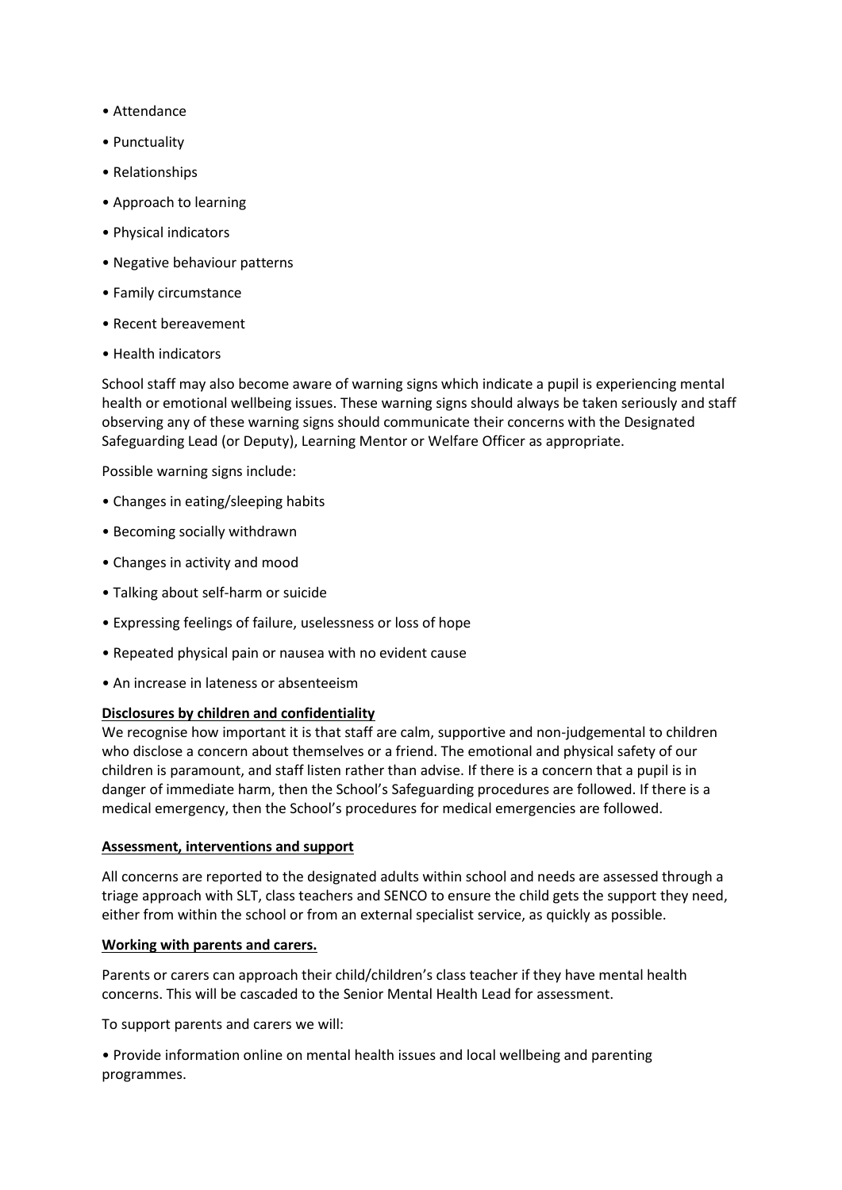- Attendance
- Punctuality
- Relationships
- Approach to learning
- Physical indicators
- Negative behaviour patterns
- Family circumstance
- Recent bereavement
- Health indicators

School staff may also become aware of warning signs which indicate a pupil is experiencing mental health or emotional wellbeing issues. These warning signs should always be taken seriously and staff observing any of these warning signs should communicate their concerns with the Designated Safeguarding Lead (or Deputy), Learning Mentor or Welfare Officer as appropriate.

Possible warning signs include:

- Changes in eating/sleeping habits
- Becoming socially withdrawn
- Changes in activity and mood
- Talking about self-harm or suicide
- Expressing feelings of failure, uselessness or loss of hope
- Repeated physical pain or nausea with no evident cause
- An increase in lateness or absenteeism

**Disclosures by children and confidentiality**

We recognise how important it is that staff are calm, supportive and non-judgemental to children who disclose a concern about themselves or a friend. The emotional and physical safety of our children is paramount, and staff listen rather than advise. If there is a concern that a pupil is in danger of immediate harm, then the School's Safeguarding procedures are followed. If there is a medical emergency, then the School's procedures for medical emergencies are followed.

**Assessment, interventions and support**

All concerns are reported to the designated adults within school and needs are assessed through a triage approach with SLT, class teachers and SENCO to ensure the child gets the support they need, either from within the school or from an external specialist service, as quickly as possible.

**Working with parents and carers.**

Parents or carers can approach their child/children's class teacher if they have mental health concerns. This will be cascaded to the Senior Mental Health Lead for assessment.

To support parents and carers we will:

- Provide information online on mental health issues and local wellbeing and parenting programmes.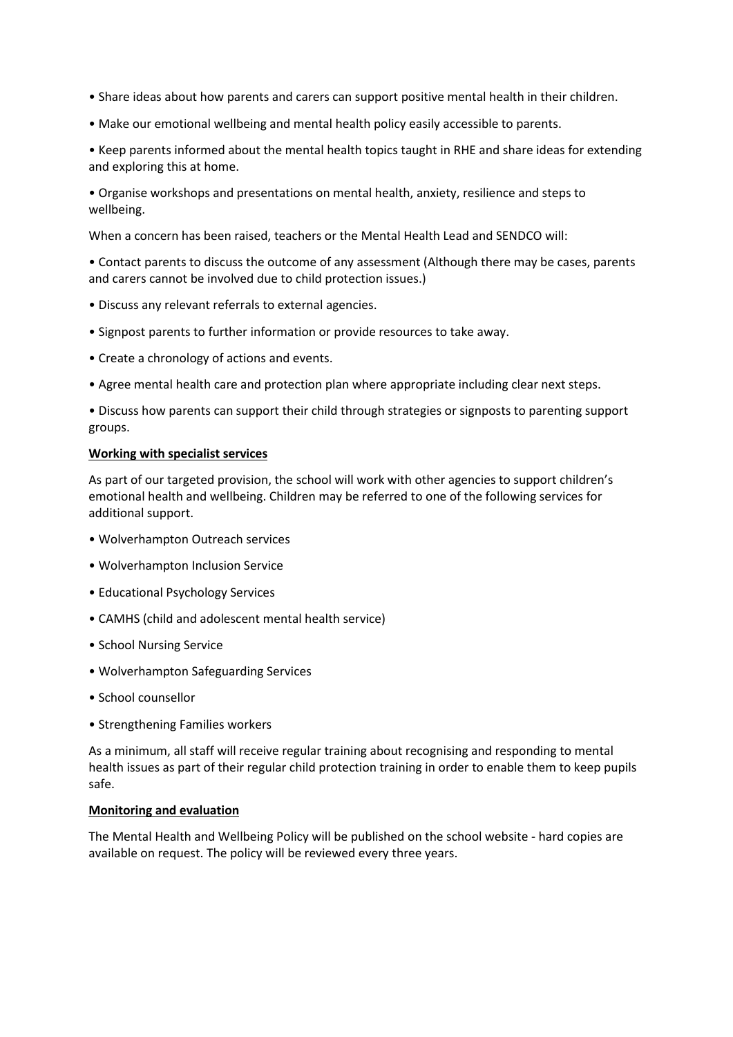- Share ideas about how parents and carers can support positive mental health in their children.
- Make our emotional wellbeing and mental health policy easily accessible to parents.
- Keep parents informed about the mental health topics taught in RHE and share ideas for extending and exploring this at home.
- Organise workshops and presentations on mental health, anxiety, resilience and steps to wellbeing.

When a concern has been raised, teachers or the Mental Health Lead and SENDCO will:

- Contact parents to discuss the outcome of any assessment (Although there may be cases, parents and carers cannot be involved due to child protection issues.)
- Discuss any relevant referrals to external agencies.
- Signpost parents to further information or provide resources to take away.
- Create a chronology of actions and events.
- Agree mental health care and protection plan where appropriate including clear next steps.
- Discuss how parents can support their child through strategies or signposts to parenting support groups.

**Working with specialist services**

As part of our targeted provision, the school will work with other agencies to support children's emotional health and wellbeing. Children may be referred to one of the following services for additional support.

- Wolverhampton Outreach services
- Wolverhampton Inclusion Service
- Educational Psychology Services
- CAMHS (child and adolescent mental health service)
- School Nursing Service
- Wolverhampton Safeguarding Services
- School counsellor
- Strengthening Families workers

As a minimum, all staff will receive regular training about recognising and responding to mental health issues as part of their regular child protection training in order to enable them to keep pupils safe.

**Monitoring and evaluation**

The Mental Health and Wellbeing Policy will be published on the school website - hard copies are available on request. The policy will be reviewed every three years.